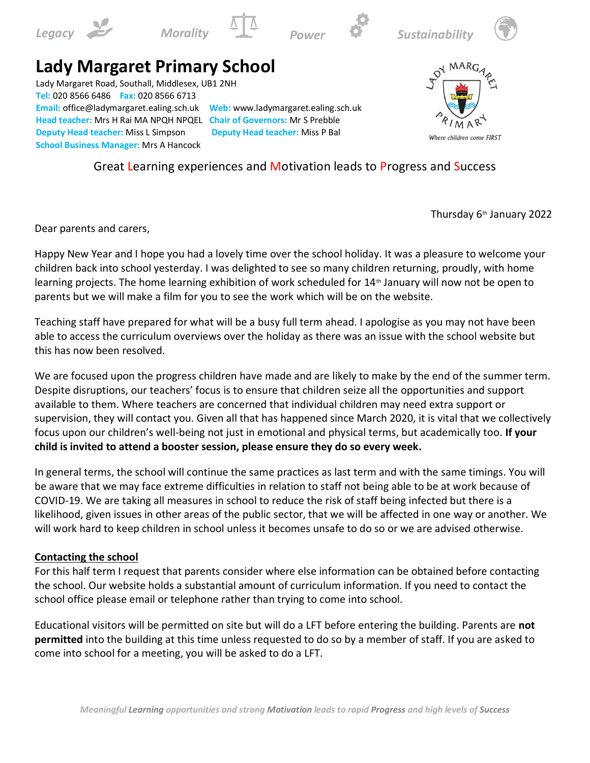Legacy Morality Power Sustainability

# Lady Margaret Primary School

Lady Margaret Road, Southall, Middlesex, UB1 2NH
**Tel:** 020 8566 6486 **Fax:** 020 8566 6713
**Email:** office@ladymargaret.ealing.sch.uk **Web:** www.ladymargaret.ealing.sch.uk
**Head teacher:** Mrs H Rai MA NPQH NPQEL **Chair of Governors:** Mr S Prebble
**Deputy Head teacher:** Miss L Simpson **Deputy Head teacher:** Miss P Bal
**School Business Manager:** Mrs A Hancock

Lady Margaret Primary — Where children come FIRST

Great Learning experiences and Motivation leads to Progress and Success

Thursday 6th January 2022

Dear parents and carers,

Happy New Year and I hope you had a lovely time over the school holiday. It was a pleasure to welcome your children back into school yesterday. I was delighted to see so many children returning, proudly, with home learning projects. The home learning exhibition of work scheduled for 14th January will now not be open to parents but we will make a film for you to see the work which will be on the website.

Teaching staff have prepared for what will be a busy full term ahead. I apologise as you may not have been able to access the curriculum overviews over the holiday as there was an issue with the school website but this has now been resolved.

We are focused upon the progress children have made and are likely to make by the end of the summer term. Despite disruptions, our teachers' focus is to ensure that children seize all the opportunities and support available to them. Where teachers are concerned that individual children may need extra support or supervision, they will contact you. Given all that has happened since March 2020, it is vital that we collectively focus upon our children's well-being not just in emotional and physical terms, but academically too. **If your child is invited to attend a booster session, please ensure they do so every week.**

In general terms, the school will continue the same practices as last term and with the same timings. You will be aware that we may face extreme difficulties in relation to staff not being able to be at work because of COVID-19. We are taking all measures in school to reduce the risk of staff being infected but there is a likelihood, given issues in other areas of the public sector, that we will be affected in one way or another. We will work hard to keep children in school unless it becomes unsafe to do so or we are advised otherwise.

**Contacting the school**

For this half term I request that parents consider where else information can be obtained before contacting the school. Our website holds a substantial amount of curriculum information. If you need to contact the school office please email or telephone rather than trying to come into school.

Educational visitors will be permitted on site but will do a LFT before entering the building. Parents are **not permitted** into the building at this time unless requested to do so by a member of staff. If you are asked to come into school for a meeting, you will be asked to do a LFT.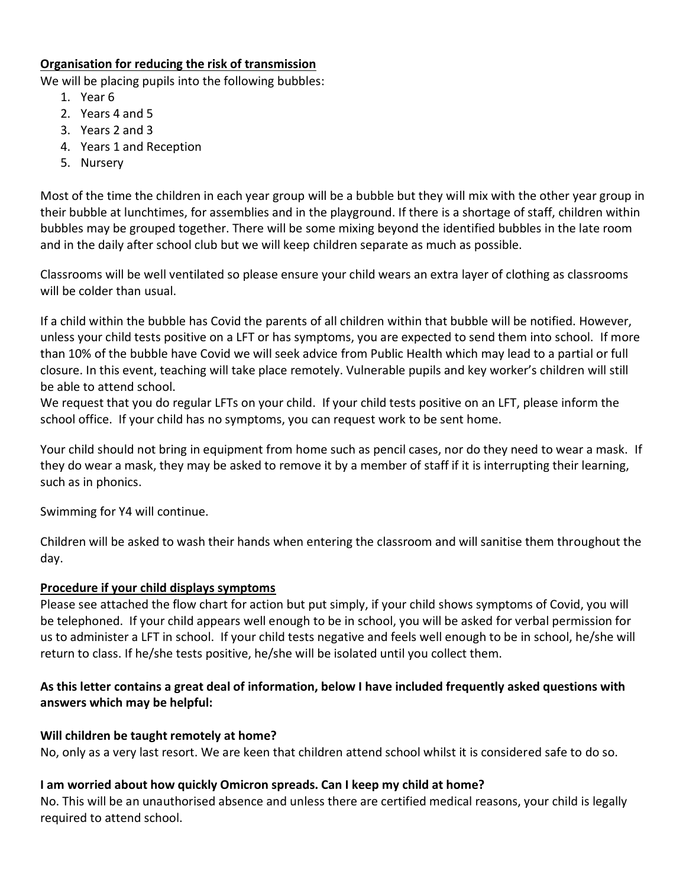**Organisation for reducing the risk of transmission**

We will be placing pupils into the following bubbles:

1. Year 6
2. Years 4 and 5
3. Years 2 and 3
4. Years 1 and Reception
5. Nursery

Most of the time the children in each year group will be a bubble but they will mix with the other year group in their bubble at lunchtimes, for assemblies and in the playground. If there is a shortage of staff, children within bubbles may be grouped together. There will be some mixing beyond the identified bubbles in the late room and in the daily after school club but we will keep children separate as much as possible.

Classrooms will be well ventilated so please ensure your child wears an extra layer of clothing as classrooms will be colder than usual.

If a child within the bubble has Covid the parents of all children within that bubble will be notified. However, unless your child tests positive on a LFT or has symptoms, you are expected to send them into school. If more than 10% of the bubble have Covid we will seek advice from Public Health which may lead to a partial or full closure. In this event, teaching will take place remotely. Vulnerable pupils and key worker's children will still be able to attend school.

We request that you do regular LFTs on your child. If your child tests positive on an LFT, please inform the school office. If your child has no symptoms, you can request work to be sent home.

Your child should not bring in equipment from home such as pencil cases, nor do they need to wear a mask. If they do wear a mask, they may be asked to remove it by a member of staff if it is interrupting their learning, such as in phonics.

Swimming for Y4 will continue.

Children will be asked to wash their hands when entering the classroom and will sanitise them throughout the day.

**Procedure if your child displays symptoms**

Please see attached the flow chart for action but put simply, if your child shows symptoms of Covid, you will be telephoned. If your child appears well enough to be in school, you will be asked for verbal permission for us to administer a LFT in school. If your child tests negative and feels well enough to be in school, he/she will return to class. If he/she tests positive, he/she will be isolated until you collect them.

**As this letter contains a great deal of information, below I have included frequently asked questions with answers which may be helpful:**

**Will children be taught remotely at home?**

No, only as a very last resort. We are keen that children attend school whilst it is considered safe to do so.

**I am worried about how quickly Omicron spreads. Can I keep my child at home?**

No. This will be an unauthorised absence and unless there are certified medical reasons, your child is legally required to attend school.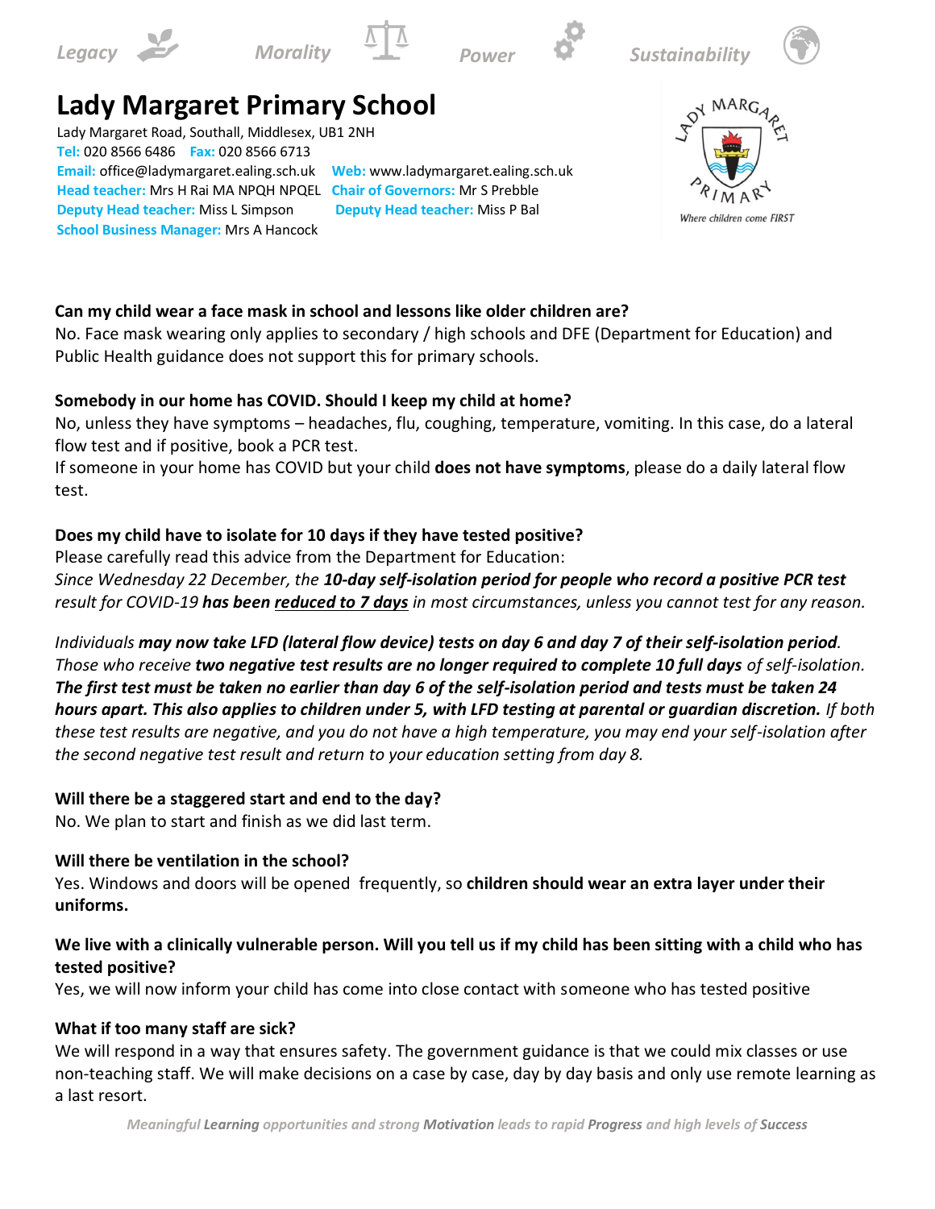Legacy Morality Power Sustainability

# Lady Margaret Primary School

Lady Margaret Road, Southall, Middlesex, UB1 2NH
**Tel:** 020 8566 6486 **Fax:** 020 8566 6713
**Email:** office@ladymargaret.ealing.sch.uk **Web:** www.ladymargaret.ealing.sch.uk
**Head teacher:** Mrs H Rai MA NPQH NPQEL **Chair of Governors:** Mr S Prebble
**Deputy Head teacher:** Miss L Simpson **Deputy Head teacher:** Miss P Bal
**School Business Manager:** Mrs A Hancock

Where children come FIRST

**Can my child wear a face mask in school and lessons like older children are?**
No. Face mask wearing only applies to secondary / high schools and DFE (Department for Education) and Public Health guidance does not support this for primary schools.

**Somebody in our home has COVID. Should I keep my child at home?**
No, unless they have symptoms – headaches, flu, coughing, temperature, vomiting. In this case, do a lateral flow test and if positive, book a PCR test.
If someone in your home has COVID but your child **does not have symptoms**, please do a daily lateral flow test.

**Does my child have to isolate for 10 days if they have tested positive?**
Please carefully read this advice from the Department for Education:
*Since Wednesday 22 December, the **10-day self-isolation period for people who record a positive PCR test** result for COVID-19 **has been <u>reduced to 7 days</u>** in most circumstances, unless you cannot test for any reason.*

*Individuals **may now take LFD (lateral flow device) tests on day 6 and day 7 of their self-isolation period**. Those who receive **two negative test results are no longer required to complete 10 full days** of self-isolation. **The first test must be taken no earlier than day 6 of the self-isolation period and tests must be taken 24 hours apart. This also applies to children under 5, with LFD testing at parental or guardian discretion.** If both these test results are negative, and you do not have a high temperature, you may end your self-isolation after the second negative test result and return to your education setting from day 8.*

**Will there be a staggered start and end to the day?**
No. We plan to start and finish as we did last term.

**Will there be ventilation in the school?**
Yes. Windows and doors will be opened frequently, so **children should wear an extra layer under their uniforms.**

**We live with a clinically vulnerable person. Will you tell us if my child has been sitting with a child who has tested positive?**
Yes, we will now inform your child has come into close contact with someone who has tested positive

**What if too many staff are sick?**
We will respond in a way that ensures safety. The government guidance is that we could mix classes or use non-teaching staff. We will make decisions on a case by case, day by day basis and only use remote learning as a last resort.

*Meaningful **Learning** opportunities and strong **Motivation** leads to rapid **Progress** and high levels of **Success***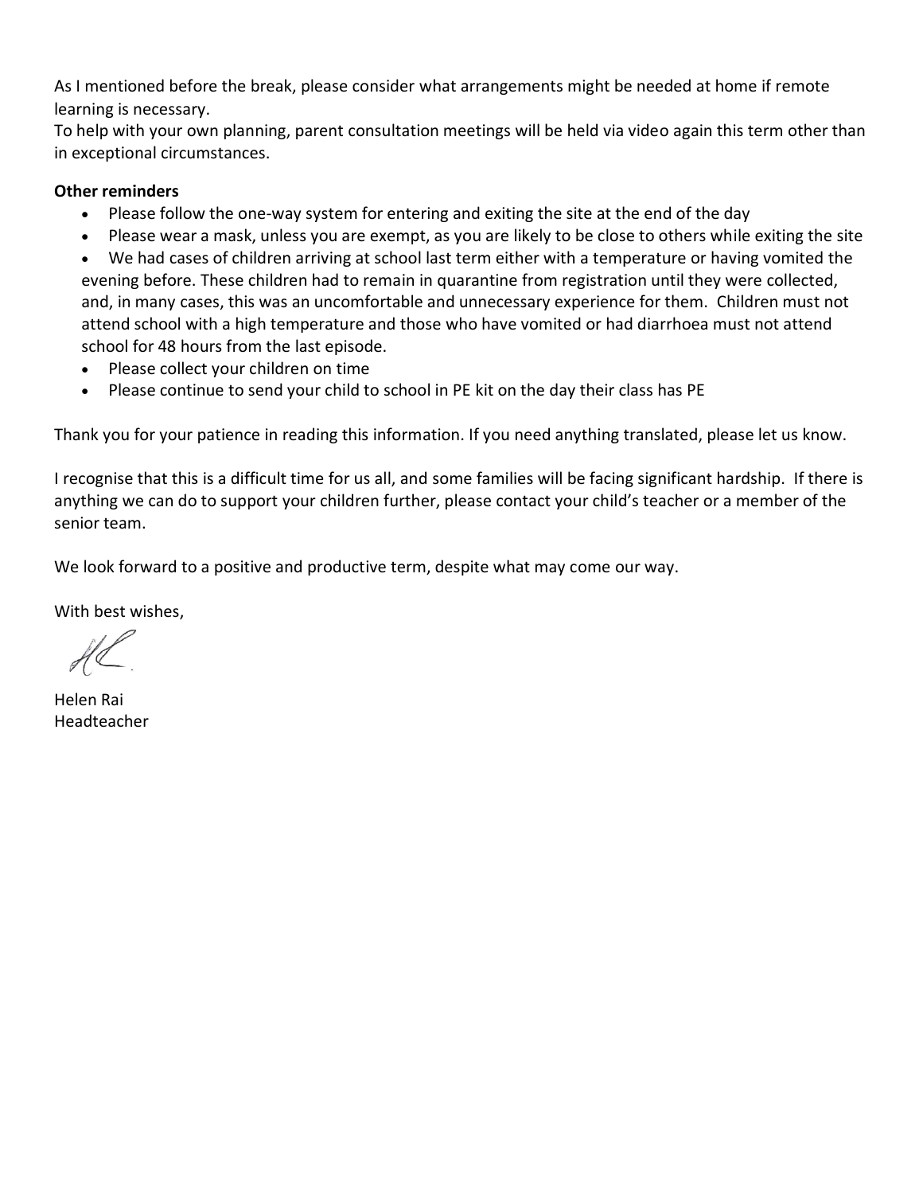As I mentioned before the break, please consider what arrangements might be needed at home if remote learning is necessary.
To help with your own planning, parent consultation meetings will be held via video again this term other than in exceptional circumstances.

**Other reminders**

- Please follow the one-way system for entering and exiting the site at the end of the day
- Please wear a mask, unless you are exempt, as you are likely to be close to others while exiting the site
- We had cases of children arriving at school last term either with a temperature or having vomited the evening before. These children had to remain in quarantine from registration until they were collected, and, in many cases, this was an uncomfortable and unnecessary experience for them. Children must not attend school with a high temperature and those who have vomited or had diarrhoea must not attend school for 48 hours from the last episode.
- Please collect your children on time
- Please continue to send your child to school in PE kit on the day their class has PE

Thank you for your patience in reading this information. If you need anything translated, please let us know.

I recognise that this is a difficult time for us all, and some families will be facing significant hardship. If there is anything we can do to support your children further, please contact your child's teacher or a member of the senior team.

We look forward to a positive and productive term, despite what may come our way.

With best wishes,

Helen Rai
Headteacher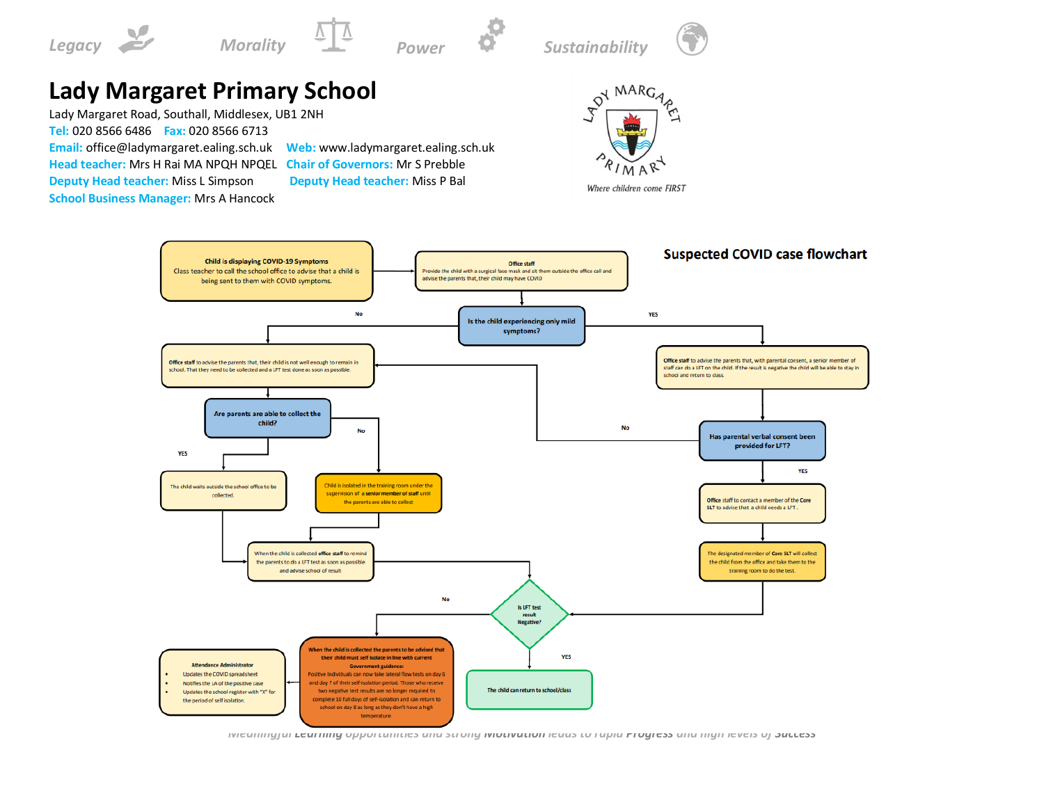Legacy Morality Power Sustainability

# Lady Margaret Primary School

Lady Margaret Road, Southall, Middlesex, UB1 2NH
Tel: 020 8566 6486 Fax: 020 8566 6713
Email: office@ladymargaret.ealing.sch.uk Web: www.ladymargaret.ealing.sch.uk
Head teacher: Mrs H Rai MA NPQH NPQEL Chair of Governors: Mr S Prebble
Deputy Head teacher: Miss L Simpson Deputy Head teacher: Miss P Bal
School Business Manager: Mrs A Hancock

LADY MARGARET PRIMARY
Where children come FIRST

## Suspected COVID case flowchart

**Child is displaying COVID-19 Symptoms**
Class teacher to call the school office to advise that a child is being sent to them with COVID symptoms.

**Office staff**
Provide the child with a surgical face mask and sit them outside the office call and advise the parents that, their child may have COVID

**Is the child experiencing only mild symptoms?**

No

YES

**Office staff** to advise the parents that, their child is not well enough to remain in school. That they need to be collected and a LFT test done as soon as possible.

**Office staff** to advise the parents that, with parental consent, a senior member of staff can do a LFT on the child. If the result is negative the child will be able to stay in school and return to class.

**Are parents are able to collect the child?**

No

YES

**Has parental verbal consent been provided for LFT?**

No

YES

The child waits outside the school office to be collected.

Child is isolated in the training room under the supervision of a **senior member of staff** until the parents are able to collect

**Office staff** to contact a member of the **Core SLT** to advise that a child needs a LFT.

When the child is collected **office staff** to remind the parents to do a LFT test as soon as possible and advise school of result

The designated member of **Core SLT** will collect the child from the office and take them to the training room to do the test.

**Is LFT test result Negative?**

No

YES

**Attendance Administrator**
- Updates the COVID spreadsheet
- Notifies the LA of the positive case
- Updates the school register with "X" for the period of self isolation.

**When the child is collected the parents to be advised that their child must self isolate in line with current Government guidance:**
Positive Individuals can now take lateral flow tests on day 6 and day 7 of their self-isolation period. Those who receive two negative test results are no longer required to complete 10 full days of self-isolation and can return to school on day 8 as long as they don't have a high temperature.

**The child can return to school/class**

*Meaningful Learning opportunities and strong Motivation leads to rapid Progress and high levels of Success*